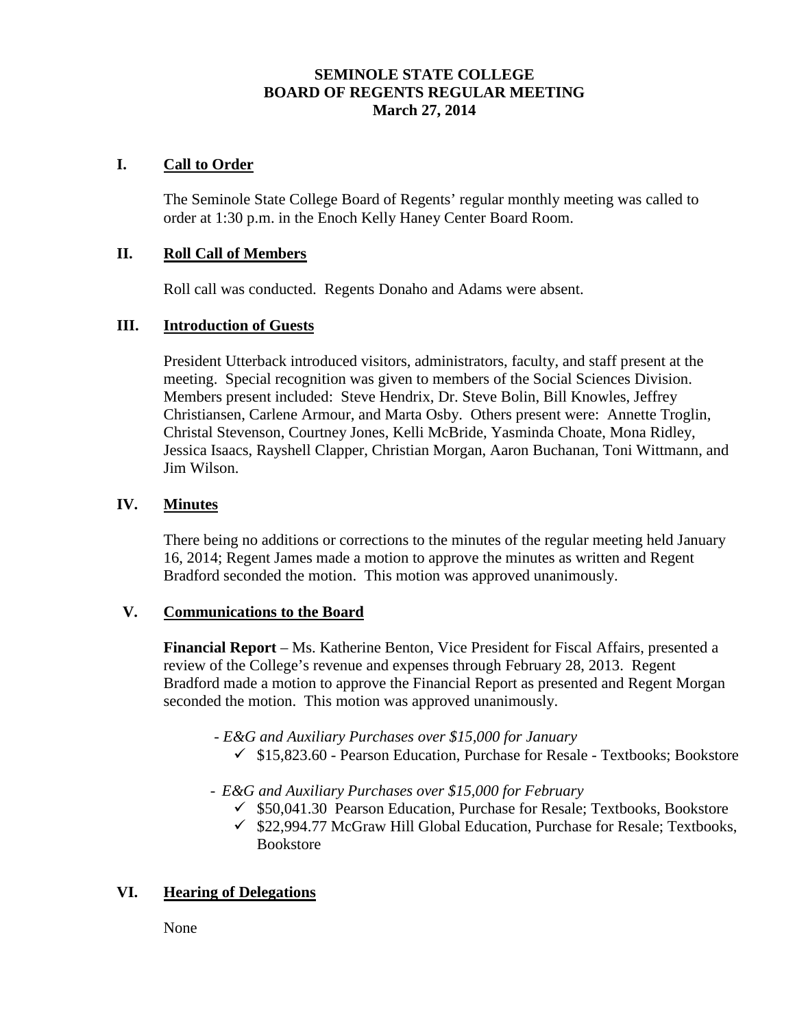# SEMINOLE STATE COLLEGE
## BOARD OF REGENTS REGULAR MEETING
### March 27, 2014

## I. Call to Order

The Seminole State College Board of Regents' regular monthly meeting was called to order at 1:30 p.m. in the Enoch Kelly Haney Center Board Room.

## II. Roll Call of Members

Roll call was conducted. Regents Donaho and Adams were absent.

## III. Introduction of Guests

President Utterback introduced visitors, administrators, faculty, and staff present at the meeting. Special recognition was given to members of the Social Sciences Division. Members present included: Steve Hendrix, Dr. Steve Bolin, Bill Knowles, Jeffrey Christiansen, Carlene Armour, and Marta Osby. Others present were: Annette Troglin, Christal Stevenson, Courtney Jones, Kelli McBride, Yasminda Choate, Mona Ridley, Jessica Isaacs, Rayshell Clapper, Christian Morgan, Aaron Buchanan, Toni Wittmann, and Jim Wilson.

## IV. Minutes

There being no additions or corrections to the minutes of the regular meeting held January 16, 2014; Regent James made a motion to approve the minutes as written and Regent Bradford seconded the motion. This motion was approved unanimously.

## V. Communications to the Board

**Financial Report** – Ms. Katherine Benton, Vice President for Fiscal Affairs, presented a review of the College's revenue and expenses through February 28, 2013. Regent Bradford made a motion to approve the Financial Report as presented and Regent Morgan seconded the motion. This motion was approved unanimously.

- *E&G and Auxiliary Purchases over $15,000 for January*
  - ✓ $15,823.60 - Pearson Education, Purchase for Resale - Textbooks; Bookstore
- *E&G and Auxiliary Purchases over $15,000 for February*
  - ✓ $50,041.30 Pearson Education, Purchase for Resale; Textbooks, Bookstore
  - ✓ $22,994.77 McGraw Hill Global Education, Purchase for Resale; Textbooks, Bookstore

## VI. Hearing of Delegations

None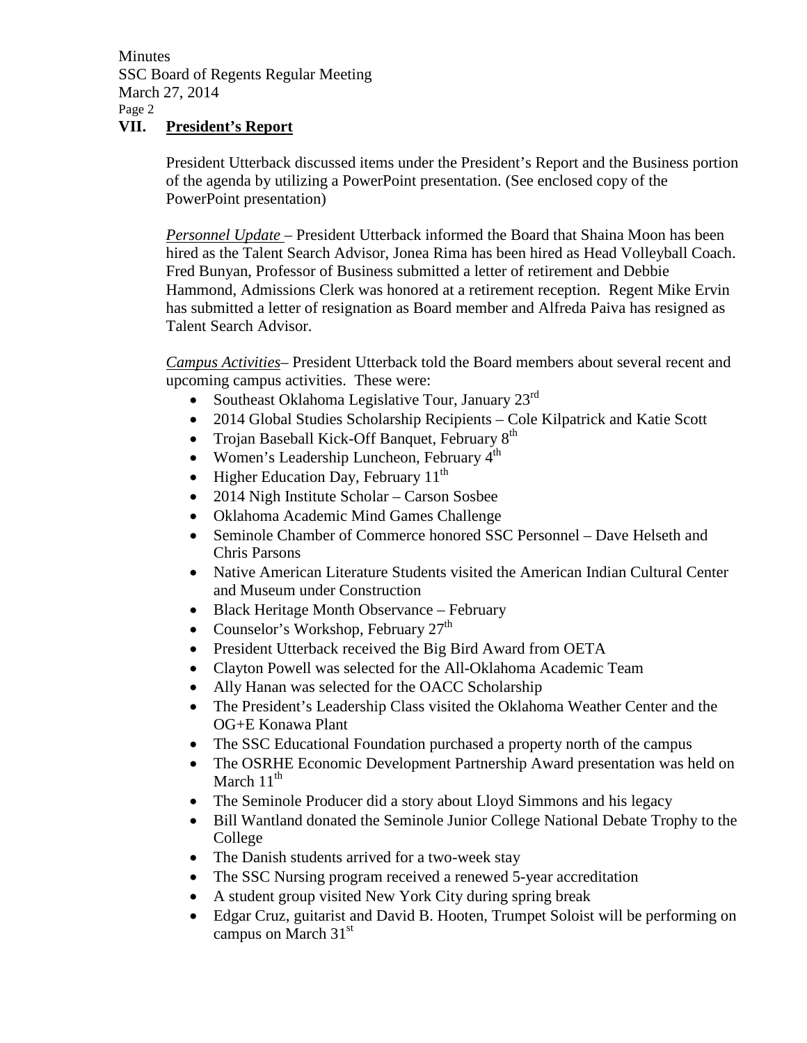## VII. President's Report

President Utterback discussed items under the President's Report and the Business portion of the agenda by utilizing a PowerPoint presentation. (See enclosed copy of the PowerPoint presentation)

*Personnel Update* – President Utterback informed the Board that Shaina Moon has been hired as the Talent Search Advisor, Jonea Rima has been hired as Head Volleyball Coach. Fred Bunyan, Professor of Business submitted a letter of retirement and Debbie Hammond, Admissions Clerk was honored at a retirement reception. Regent Mike Ervin has submitted a letter of resignation as Board member and Alfreda Paiva has resigned as Talent Search Advisor.

*Campus Activities*– President Utterback told the Board members about several recent and upcoming campus activities. These were:

- Southeast Oklahoma Legislative Tour, January 23rd
- 2014 Global Studies Scholarship Recipients – Cole Kilpatrick and Katie Scott
- Trojan Baseball Kick-Off Banquet, February 8th
- Women's Leadership Luncheon, February 4th
- Higher Education Day, February 11th
- 2014 Nigh Institute Scholar – Carson Sosbee
- Oklahoma Academic Mind Games Challenge
- Seminole Chamber of Commerce honored SSC Personnel – Dave Helseth and Chris Parsons
- Native American Literature Students visited the American Indian Cultural Center and Museum under Construction
- Black Heritage Month Observance – February
- Counselor's Workshop, February 27th
- President Utterback received the Big Bird Award from OETA
- Clayton Powell was selected for the All-Oklahoma Academic Team
- Ally Hanan was selected for the OACC Scholarship
- The President's Leadership Class visited the Oklahoma Weather Center and the OG+E Konawa Plant
- The SSC Educational Foundation purchased a property north of the campus
- The OSRHE Economic Development Partnership Award presentation was held on March 11th
- The Seminole Producer did a story about Lloyd Simmons and his legacy
- Bill Wantland donated the Seminole Junior College National Debate Trophy to the College
- The Danish students arrived for a two-week stay
- The SSC Nursing program received a renewed 5-year accreditation
- A student group visited New York City during spring break
- Edgar Cruz, guitarist and David B. Hooten, Trumpet Soloist will be performing on campus on March 31st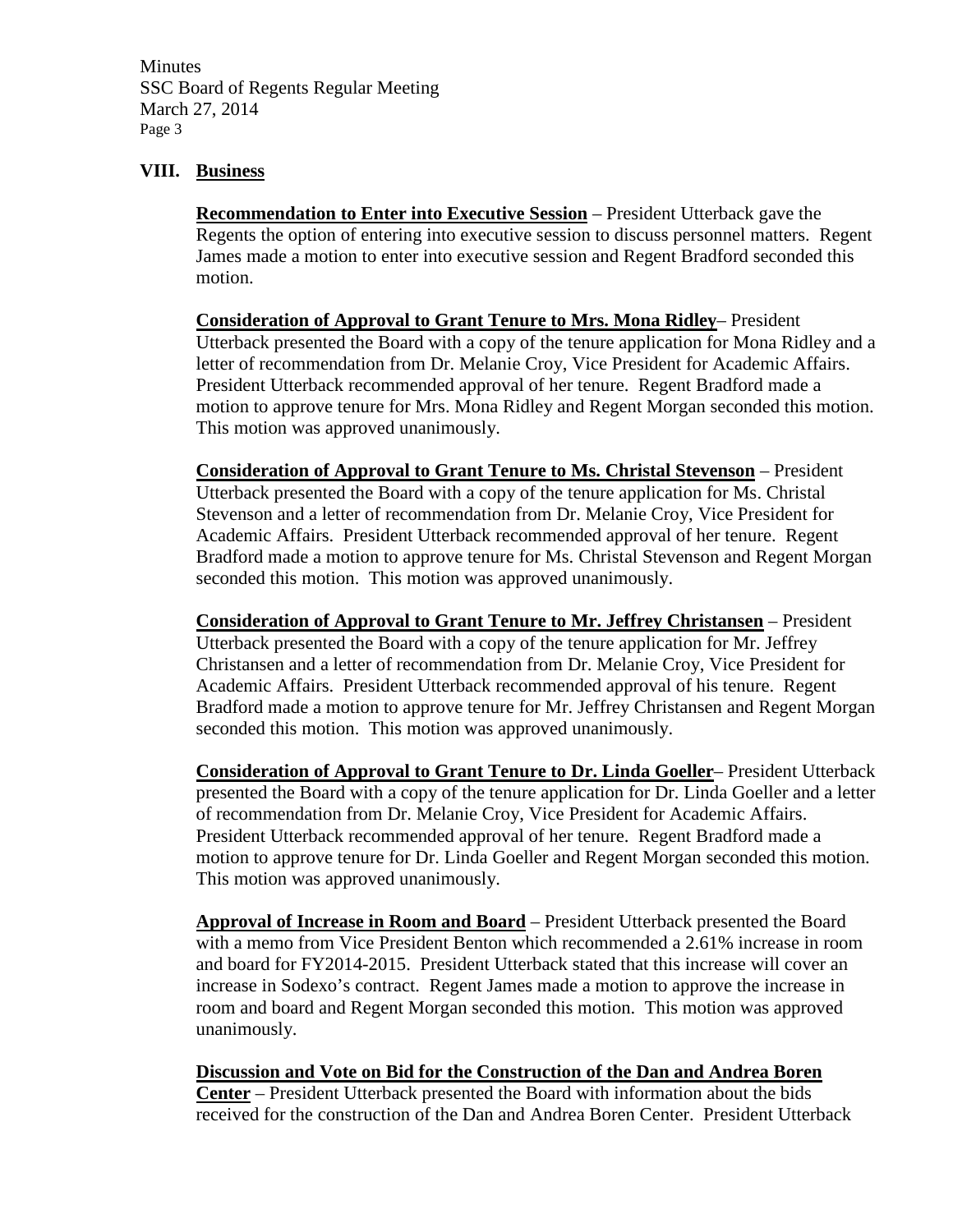## VIII. Business

**Recommendation to Enter into Executive Session** – President Utterback gave the Regents the option of entering into executive session to discuss personnel matters. Regent James made a motion to enter into executive session and Regent Bradford seconded this motion.

**Consideration of Approval to Grant Tenure to Mrs. Mona Ridley**– President Utterback presented the Board with a copy of the tenure application for Mona Ridley and a letter of recommendation from Dr. Melanie Croy, Vice President for Academic Affairs. President Utterback recommended approval of her tenure. Regent Bradford made a motion to approve tenure for Mrs. Mona Ridley and Regent Morgan seconded this motion. This motion was approved unanimously.

**Consideration of Approval to Grant Tenure to Ms. Christal Stevenson** – President Utterback presented the Board with a copy of the tenure application for Ms. Christal Stevenson and a letter of recommendation from Dr. Melanie Croy, Vice President for Academic Affairs. President Utterback recommended approval of her tenure. Regent Bradford made a motion to approve tenure for Ms. Christal Stevenson and Regent Morgan seconded this motion. This motion was approved unanimously.

**Consideration of Approval to Grant Tenure to Mr. Jeffrey Christansen** – President Utterback presented the Board with a copy of the tenure application for Mr. Jeffrey Christansen and a letter of recommendation from Dr. Melanie Croy, Vice President for Academic Affairs. President Utterback recommended approval of his tenure. Regent Bradford made a motion to approve tenure for Mr. Jeffrey Christansen and Regent Morgan seconded this motion. This motion was approved unanimously.

**Consideration of Approval to Grant Tenure to Dr. Linda Goeller**– President Utterback presented the Board with a copy of the tenure application for Dr. Linda Goeller and a letter of recommendation from Dr. Melanie Croy, Vice President for Academic Affairs. President Utterback recommended approval of her tenure. Regent Bradford made a motion to approve tenure for Dr. Linda Goeller and Regent Morgan seconded this motion. This motion was approved unanimously.

**Approval of Increase in Room and Board** – President Utterback presented the Board with a memo from Vice President Benton which recommended a 2.61% increase in room and board for FY2014-2015. President Utterback stated that this increase will cover an increase in Sodexo's contract. Regent James made a motion to approve the increase in room and board and Regent Morgan seconded this motion. This motion was approved unanimously.

**Discussion and Vote on Bid for the Construction of the Dan and Andrea Boren Center** – President Utterback presented the Board with information about the bids received for the construction of the Dan and Andrea Boren Center. President Utterback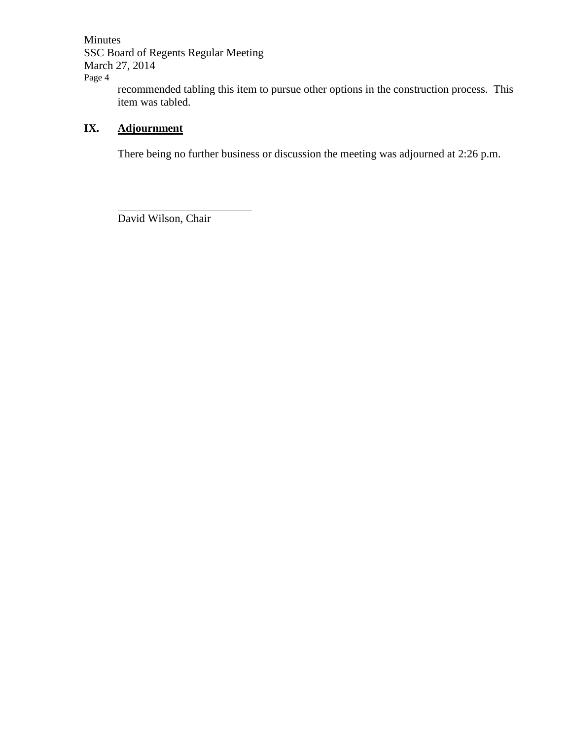recommended tabling this item to pursue other options in the construction process. This item was tabled.

## IX. Adjournment

There being no further business or discussion the meeting was adjourned at 2:26 p.m.

\_\_\_\_\_\_\_\_\_\_\_\_\_\_\_\_\_\_\_\_\_\_\_\_\_\_
David Wilson, Chair